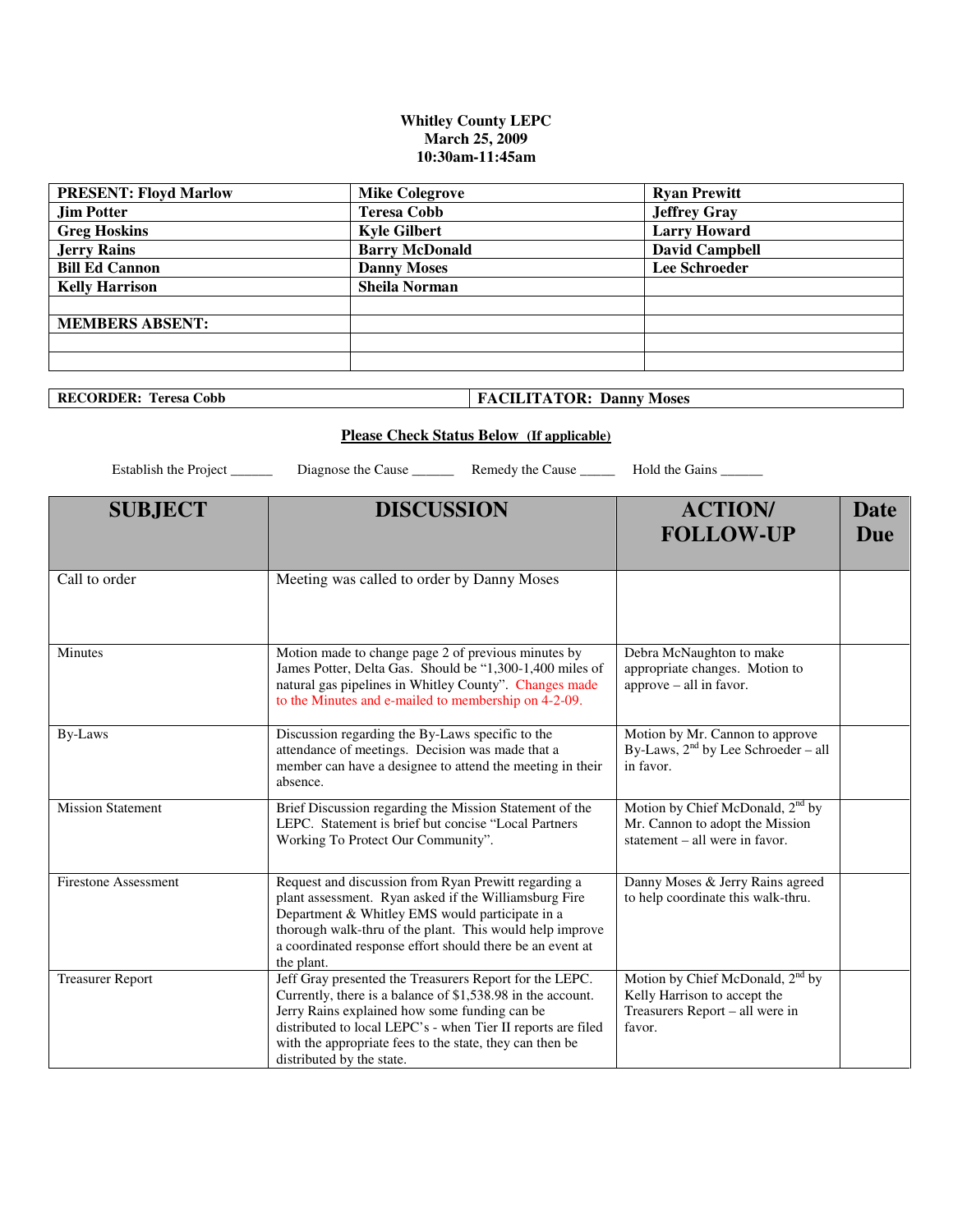**Whitley County LEPC**
**March 25, 2009**
**10:30am-11:45am**

| PRESENT: Floyd Marlow | Mike Colegrove | Ryan Prewitt |
|---|---|---|
| Jim Potter | Teresa Cobb | Jeffrey Gray |
| Greg Hoskins | Kyle Gilbert | Larry Howard |
| Jerry Rains | Barry McDonald | David Campbell |
| Bill Ed Cannon | Danny Moses | Lee Schroeder |
| Kelly Harrison | Sheila Norman | |
| | | |
| MEMBERS ABSENT: | | |
| | | |
| | | |

| RECORDER: Teresa Cobb | FACILITATOR: Danny Moses |
|---|---|

**Please Check Status Below (If applicable)**

Establish the Project ______ Diagnose the Cause ______ Remedy the Cause _____ Hold the Gains ______

| SUBJECT | DISCUSSION | ACTION/ FOLLOW-UP | Date Due |
|---|---|---|---|
| Call to order | Meeting was called to order by Danny Moses | | |
| Minutes | Motion made to change page 2 of previous minutes by James Potter, Delta Gas. Should be "1,300-1,400 miles of natural gas pipelines in Whitley County". Changes made to the Minutes and e-mailed to membership on 4-2-09. | Debra McNaughton to make appropriate changes. Motion to approve – all in favor. | |
| By-Laws | Discussion regarding the By-Laws specific to the attendance of meetings. Decision was made that a member can have a designee to attend the meeting in their absence. | Motion by Mr. Cannon to approve By-Laws, 2nd by Lee Schroeder – all in favor. | |
| Mission Statement | Brief Discussion regarding the Mission Statement of the LEPC. Statement is brief but concise "Local Partners Working To Protect Our Community". | Motion by Chief McDonald, 2nd by Mr. Cannon to adopt the Mission statement – all were in favor. | |
| Firestone Assessment | Request and discussion from Ryan Prewitt regarding a plant assessment. Ryan asked if the Williamsburg Fire Department & Whitley EMS would participate in a thorough walk-thru of the plant. This would help improve a coordinated response effort should there be an event at the plant. | Danny Moses & Jerry Rains agreed to help coordinate this walk-thru. | |
| Treasurer Report | Jeff Gray presented the Treasurers Report for the LEPC. Currently, there is a balance of $1,538.98 in the account. Jerry Rains explained how some funding can be distributed to local LEPC's - when Tier II reports are filed with the appropriate fees to the state, they can then be distributed by the state. | Motion by Chief McDonald, 2nd by Kelly Harrison to accept the Treasurers Report – all were in favor. | |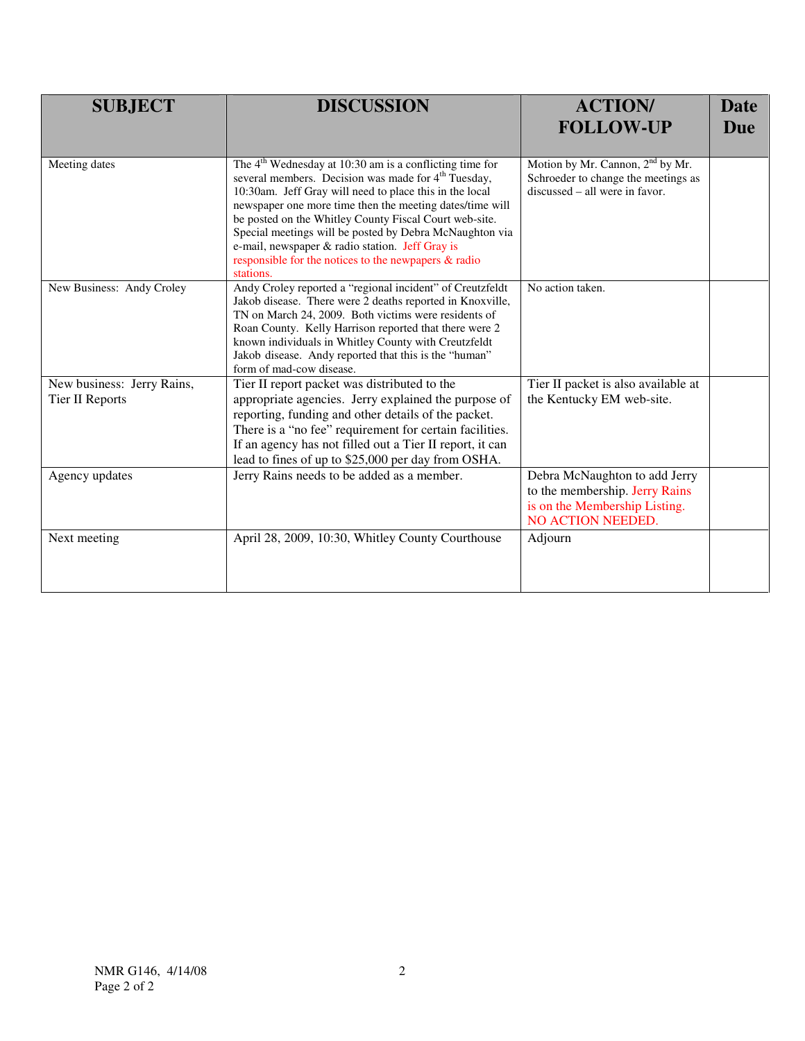| SUBJECT | DISCUSSION | ACTION/ FOLLOW-UP | Date Due |
|---|---|---|---|
| Meeting dates | The 4th Wednesday at 10:30 am is a conflicting time for several members. Decision was made for 4th Tuesday, 10:30am. Jeff Gray will need to place this in the local newspaper one more time then the meeting dates/time will be posted on the Whitley County Fiscal Court web-site. Special meetings will be posted by Debra McNaughton via e-mail, newspaper & radio station. Jeff Gray is responsible for the notices to the newpapers & radio stations. | Motion by Mr. Cannon, 2nd by Mr. Schroeder to change the meetings as discussed – all were in favor. | |
| New Business: Andy Croley | Andy Croley reported a "regional incident" of Creutzfeldt Jakob disease. There were 2 deaths reported in Knoxville, TN on March 24, 2009. Both victims were residents of Roan County. Kelly Harrison reported that there were 2 known individuals in Whitley County with Creutzfeldt Jakob disease. Andy reported that this is the "human" form of mad-cow disease. | No action taken. | |
| New business: Jerry Rains, Tier II Reports | Tier II report packet was distributed to the appropriate agencies. Jerry explained the purpose of reporting, funding and other details of the packet. There is a "no fee" requirement for certain facilities. If an agency has not filled out a Tier II report, it can lead to fines of up to $25,000 per day from OSHA. | Tier II packet is also available at the Kentucky EM web-site. | |
| Agency updates | Jerry Rains needs to be added as a member. | Debra McNaughton to add Jerry to the membership. Jerry Rains is on the Membership Listing. NO ACTION NEEDED. | |
| Next meeting | April 28, 2009, 10:30, Whitley County Courthouse | Adjourn | |

NMR G146, 4/14/08